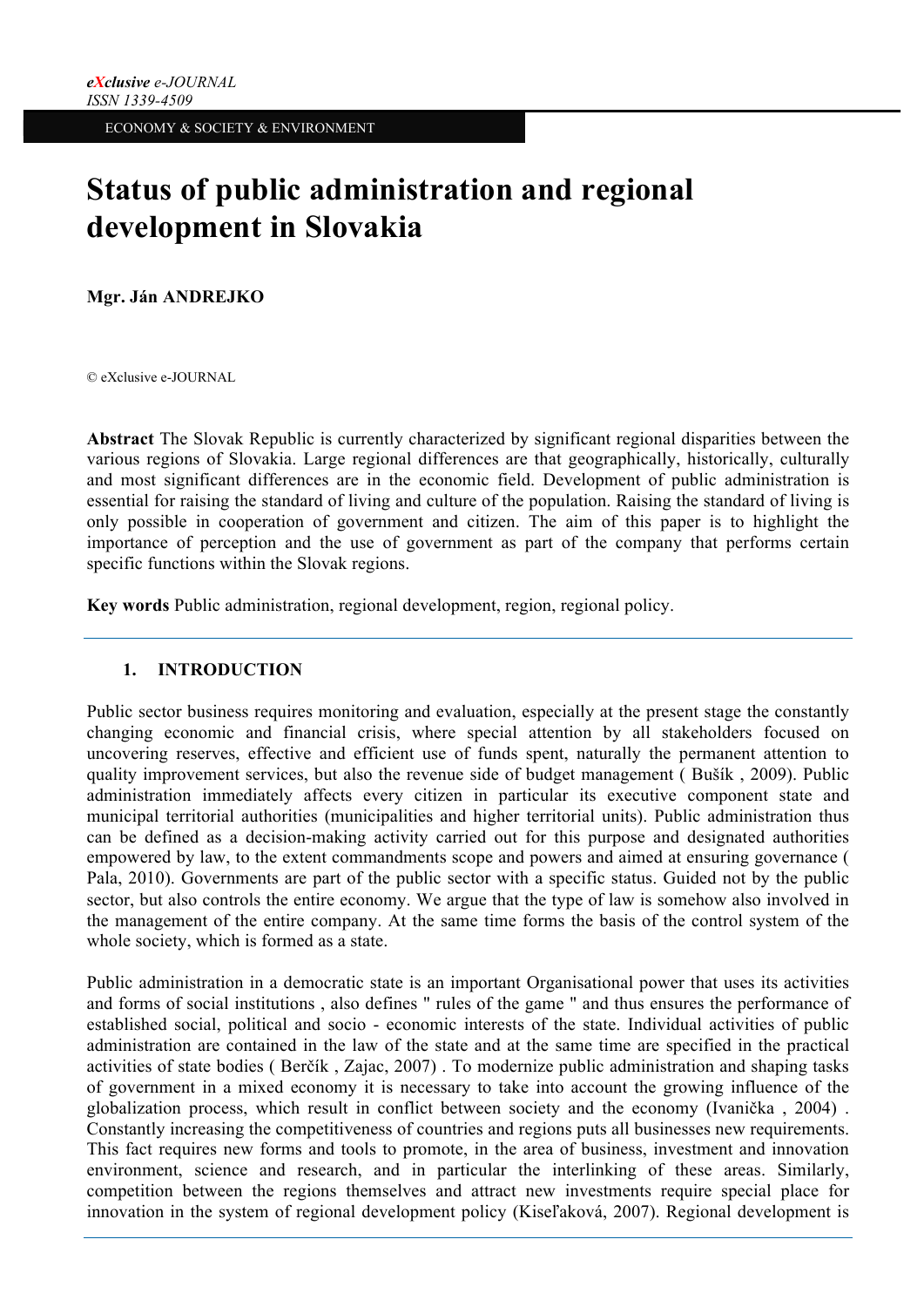*eXclusive e-JOURNAL*
*ISSN 1339-4509*

ECONOMY & SOCIETY & ENVIRONMENT

# Status of public administration and regional development in Slovakia

**Mgr. Ján ANDREJKO**

© eXclusive e-JOURNAL

**Abstract** The Slovak Republic is currently characterized by significant regional disparities between the various regions of Slovakia. Large regional differences are that geographically, historically, culturally and most significant differences are in the economic field. Development of public administration is essential for raising the standard of living and culture of the population. Raising the standard of living is only possible in cooperation of government and citizen. The aim of this paper is to highlight the importance of perception and the use of government as part of the company that performs certain specific functions within the Slovak regions.

**Key words** Public administration, regional development, region, regional policy.

## 1. INTRODUCTION

Public sector business requires monitoring and evaluation, especially at the present stage the constantly changing economic and financial crisis, where special attention by all stakeholders focused on uncovering reserves, effective and efficient use of funds spent, naturally the permanent attention to quality improvement services, but also the revenue side of budget management ( Bušík , 2009). Public administration immediately affects every citizen in particular its executive component state and municipal territorial authorities (municipalities and higher territorial units). Public administration thus can be defined as a decision-making activity carried out for this purpose and designated authorities empowered by law, to the extent commandments scope and powers and aimed at ensuring governance ( Pala, 2010). Governments are part of the public sector with a specific status. Guided not by the public sector, but also controls the entire economy. We argue that the type of law is somehow also involved in the management of the entire company. At the same time forms the basis of the control system of the whole society, which is formed as a state.

Public administration in a democratic state is an important Organisational power that uses its activities and forms of social institutions , also defines " rules of the game " and thus ensures the performance of established social, political and socio - economic interests of the state. Individual activities of public administration are contained in the law of the state and at the same time are specified in the practical activities of state bodies ( Berčík , Zajac, 2007) . To modernize public administration and shaping tasks of government in a mixed economy it is necessary to take into account the growing influence of the globalization process, which result in conflict between society and the economy (Ivanička , 2004) . Constantly increasing the competitiveness of countries and regions puts all businesses new requirements. This fact requires new forms and tools to promote, in the area of business, investment and innovation environment, science and research, and in particular the interlinking of these areas. Similarly, competition between the regions themselves and attract new investments require special place for innovation in the system of regional development policy (Kiseľaková, 2007). Regional development is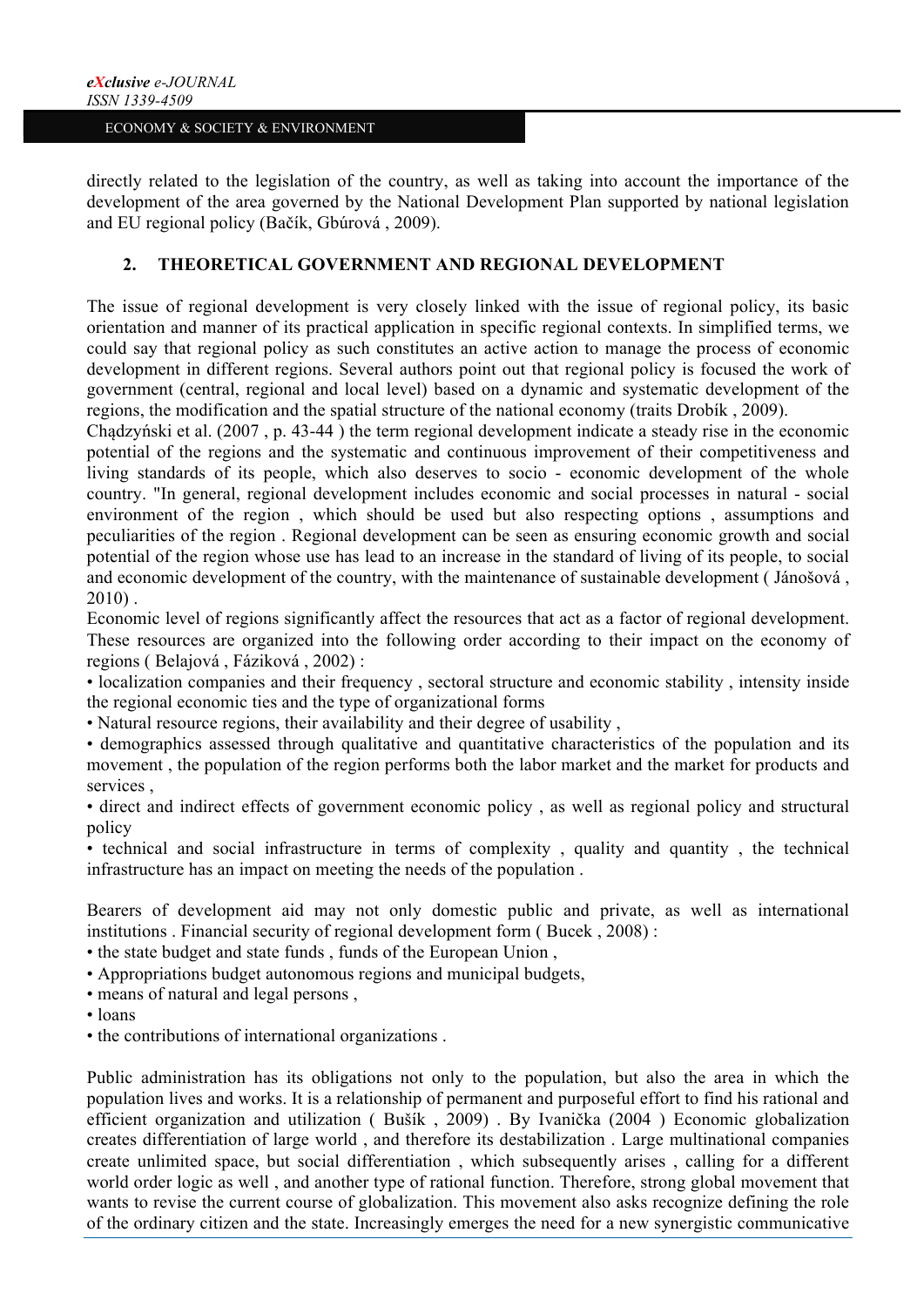directly related to the legislation of the country, as well as taking into account the importance of the development of the area governed by the National Development Plan supported by national legislation and EU regional policy (Bačík, Gbúrová , 2009).

## 2. THEORETICAL GOVERNMENT AND REGIONAL DEVELOPMENT

The issue of regional development is very closely linked with the issue of regional policy, its basic orientation and manner of its practical application in specific regional contexts. In simplified terms, we could say that regional policy as such constitutes an active action to manage the process of economic development in different regions. Several authors point out that regional policy is focused the work of government (central, regional and local level) based on a dynamic and systematic development of the regions, the modification and the spatial structure of the national economy (traits Drobík , 2009).

Chądzyński et al. (2007 , p. 43-44 ) the term regional development indicate a steady rise in the economic potential of the regions and the systematic and continuous improvement of their competitiveness and living standards of its people, which also deserves to socio - economic development of the whole country. "In general, regional development includes economic and social processes in natural - social environment of the region , which should be used but also respecting options , assumptions and peculiarities of the region . Regional development can be seen as ensuring economic growth and social potential of the region whose use has lead to an increase in the standard of living of its people, to social and economic development of the country, with the maintenance of sustainable development ( Jánošová , 2010) .

Economic level of regions significantly affect the resources that act as a factor of regional development. These resources are organized into the following order according to their impact on the economy of regions ( Belajová , Fáziková , 2002) :

- localization companies and their frequency , sectoral structure and economic stability , intensity inside the regional economic ties and the type of organizational forms
- Natural resource regions, their availability and their degree of usability ,
- demographics assessed through qualitative and quantitative characteristics of the population and its movement , the population of the region performs both the labor market and the market for products and services ,
- direct and indirect effects of government economic policy , as well as regional policy and structural policy
- technical and social infrastructure in terms of complexity , quality and quantity , the technical infrastructure has an impact on meeting the needs of the population .

Bearers of development aid may not only domestic public and private, as well as international institutions . Financial security of regional development form ( Bucek , 2008) :

- the state budget and state funds , funds of the European Union ,
- Appropriations budget autonomous regions and municipal budgets,
- means of natural and legal persons ,
- loans
- the contributions of international organizations .

Public administration has its obligations not only to the population, but also the area in which the population lives and works. It is a relationship of permanent and purposeful effort to find his rational and efficient organization and utilization ( Bušík , 2009) . By Ivanička (2004 ) Economic globalization creates differentiation of large world , and therefore its destabilization . Large multinational companies create unlimited space, but social differentiation , which subsequently arises , calling for a different world order logic as well , and another type of rational function. Therefore, strong global movement that wants to revise the current course of globalization. This movement also asks recognize defining the role of the ordinary citizen and the state. Increasingly emerges the need for a new synergistic communicative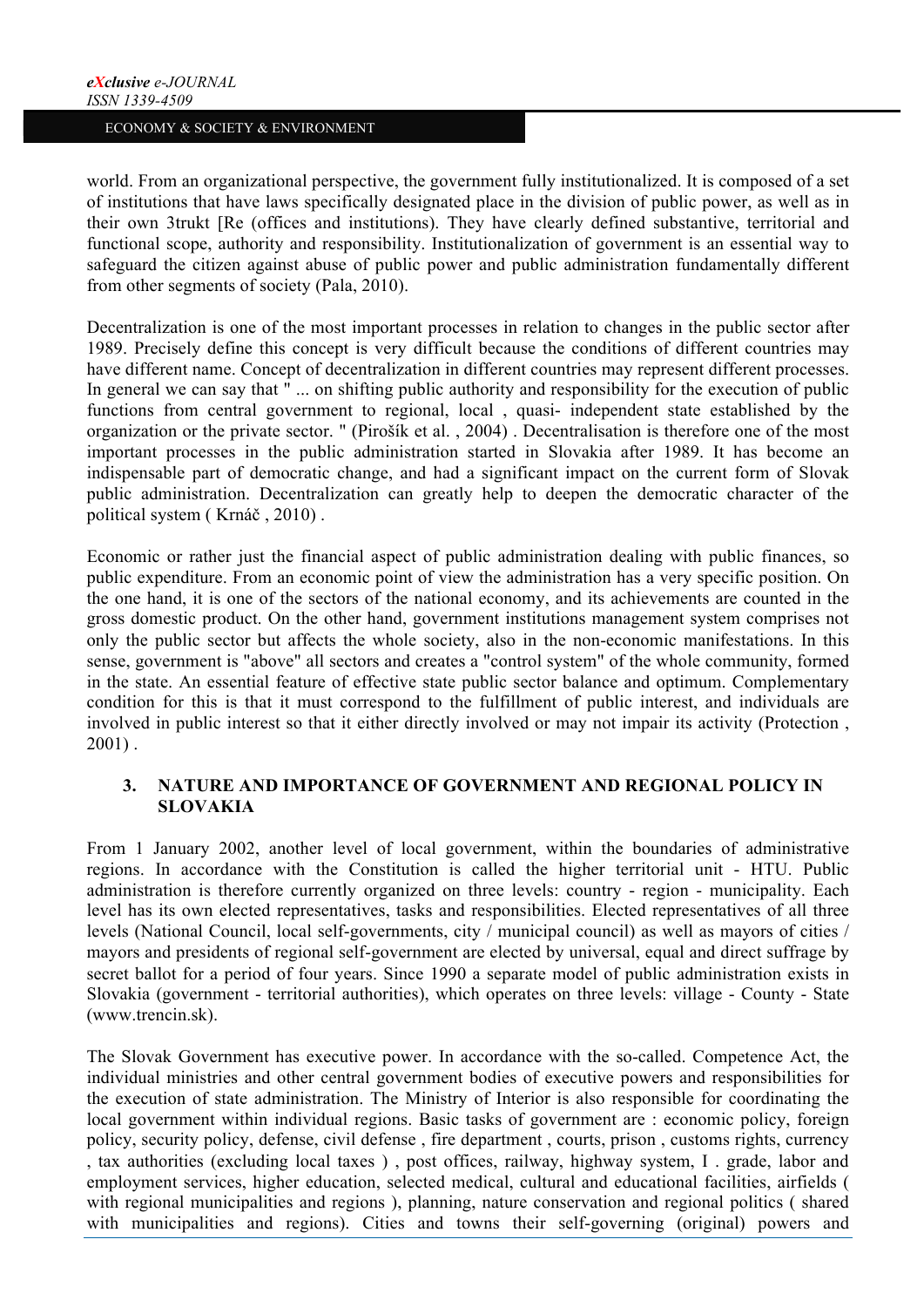world. From an organizational perspective, the government fully institutionalized. It is composed of a set of institutions that have laws specifically designated place in the division of public power, as well as in their own 3trukt [Re (offices and institutions). They have clearly defined substantive, territorial and functional scope, authority and responsibility. Institutionalization of government is an essential way to safeguard the citizen against abuse of public power and public administration fundamentally different from other segments of society (Pala, 2010).

Decentralization is one of the most important processes in relation to changes in the public sector after 1989. Precisely define this concept is very difficult because the conditions of different countries may have different name. Concept of decentralization in different countries may represent different processes. In general we can say that " ... on shifting public authority and responsibility for the execution of public functions from central government to regional, local , quasi- independent state established by the organization or the private sector. " (Pirošík et al. , 2004) . Decentralisation is therefore one of the most important processes in the public administration started in Slovakia after 1989. It has become an indispensable part of democratic change, and had a significant impact on the current form of Slovak public administration. Decentralization can greatly help to deepen the democratic character of the political system ( Krnáč , 2010) .

Economic or rather just the financial aspect of public administration dealing with public finances, so public expenditure. From an economic point of view the administration has a very specific position. On the one hand, it is one of the sectors of the national economy, and its achievements are counted in the gross domestic product. On the other hand, government institutions management system comprises not only the public sector but affects the whole society, also in the non-economic manifestations. In this sense, government is "above" all sectors and creates a "control system" of the whole community, formed in the state. An essential feature of effective state public sector balance and optimum. Complementary condition for this is that it must correspond to the fulfillment of public interest, and individuals are involved in public interest so that it either directly involved or may not impair its activity (Protection , 2001) .

## 3. NATURE AND IMPORTANCE OF GOVERNMENT AND REGIONAL POLICY IN SLOVAKIA

From 1 January 2002, another level of local government, within the boundaries of administrative regions. In accordance with the Constitution is called the higher territorial unit - HTU. Public administration is therefore currently organized on three levels: country - region - municipality. Each level has its own elected representatives, tasks and responsibilities. Elected representatives of all three levels (National Council, local self-governments, city / municipal council) as well as mayors of cities / mayors and presidents of regional self-government are elected by universal, equal and direct suffrage by secret ballot for a period of four years. Since 1990 a separate model of public administration exists in Slovakia (government - territorial authorities), which operates on three levels: village - County - State (www.trencin.sk).

The Slovak Government has executive power. In accordance with the so-called. Competence Act, the individual ministries and other central government bodies of executive powers and responsibilities for the execution of state administration. The Ministry of Interior is also responsible for coordinating the local government within individual regions. Basic tasks of government are : economic policy, foreign policy, security policy, defense, civil defense , fire department , courts, prison , customs rights, currency , tax authorities (excluding local taxes ) , post offices, railway, highway system, I . grade, labor and employment services, higher education, selected medical, cultural and educational facilities, airfields ( with regional municipalities and regions ), planning, nature conservation and regional politics ( shared with municipalities and regions). Cities and towns their self-governing (original) powers and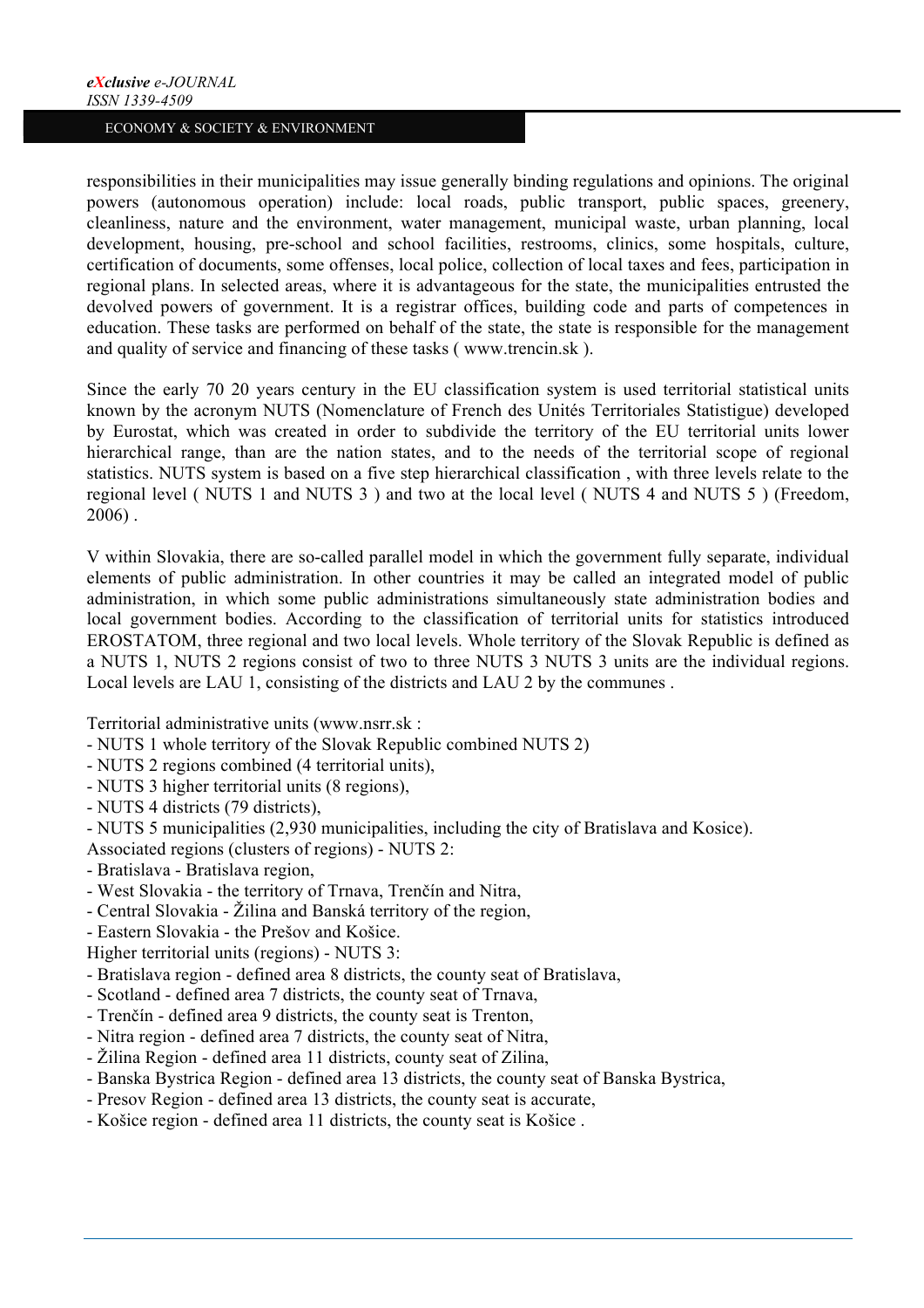responsibilities in their municipalities may issue generally binding regulations and opinions. The original powers (autonomous operation) include: local roads, public transport, public spaces, greenery, cleanliness, nature and the environment, water management, municipal waste, urban planning, local development, housing, pre-school and school facilities, restrooms, clinics, some hospitals, culture, certification of documents, some offenses, local police, collection of local taxes and fees, participation in regional plans. In selected areas, where it is advantageous for the state, the municipalities entrusted the devolved powers of government. It is a registrar offices, building code and parts of competences in education. These tasks are performed on behalf of the state, the state is responsible for the management and quality of service and financing of these tasks ( www.trencin.sk ).

Since the early 70 20 years century in the EU classification system is used territorial statistical units known by the acronym NUTS (Nomenclature of French des Unités Territoriales Statistigue) developed by Eurostat, which was created in order to subdivide the territory of the EU territorial units lower hierarchical range, than are the nation states, and to the needs of the territorial scope of regional statistics. NUTS system is based on a five step hierarchical classification , with three levels relate to the regional level ( NUTS 1 and NUTS 3 ) and two at the local level ( NUTS 4 and NUTS 5 ) (Freedom, 2006) .

V within Slovakia, there are so-called parallel model in which the government fully separate, individual elements of public administration. In other countries it may be called an integrated model of public administration, in which some public administrations simultaneously state administration bodies and local government bodies. According to the classification of territorial units for statistics introduced EROSTATOM, three regional and two local levels. Whole territory of the Slovak Republic is defined as a NUTS 1, NUTS 2 regions consist of two to three NUTS 3 NUTS 3 units are the individual regions. Local levels are LAU 1, consisting of the districts and LAU 2 by the communes .

Territorial administrative units (www.nsrr.sk :
- NUTS 1 whole territory of the Slovak Republic combined NUTS 2)
- NUTS 2 regions combined (4 territorial units),
- NUTS 3 higher territorial units (8 regions),
- NUTS 4 districts (79 districts),
- NUTS 5 municipalities (2,930 municipalities, including the city of Bratislava and Kosice).

Associated regions (clusters of regions) - NUTS 2:
- Bratislava - Bratislava region,
- West Slovakia - the territory of Trnava, Trenčín and Nitra,
- Central Slovakia - Žilina and Banská territory of the region,
- Eastern Slovakia - the Prešov and Košice.

Higher territorial units (regions) - NUTS 3:
- Bratislava region - defined area 8 districts, the county seat of Bratislava,
- Scotland - defined area 7 districts, the county seat of Trnava,
- Trenčín - defined area 9 districts, the county seat is Trenton,
- Nitra region - defined area 7 districts, the county seat of Nitra,
- Žilina Region - defined area 11 districts, county seat of Zilina,
- Banska Bystrica Region - defined area 13 districts, the county seat of Banska Bystrica,
- Presov Region - defined area 13 districts, the county seat is accurate,
- Košice region - defined area 11 districts, the county seat is Košice .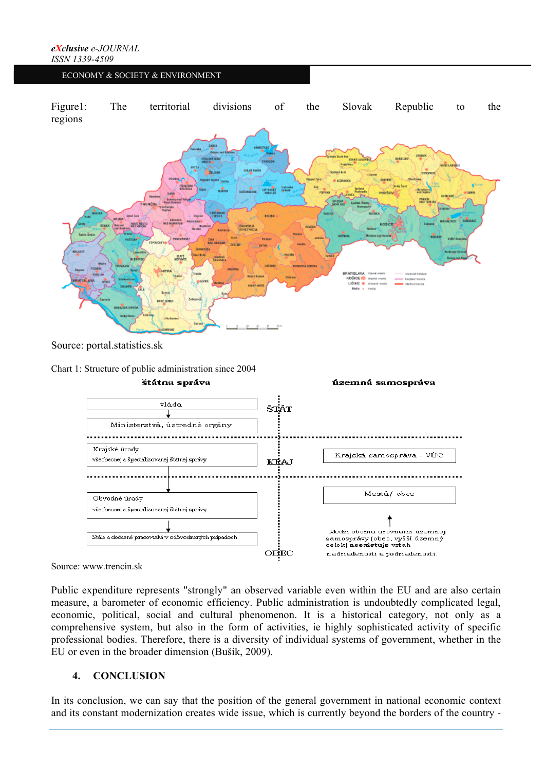Figure1: The territorial divisions of the Slovak Republic to the regions

Source: portal.statistics.sk

Chart 1: Structure of public administration since 2004

Source: www.trencin.sk

Public expenditure represents "strongly" an observed variable even within the EU and are also certain measure, a barometer of economic efficiency. Public administration is undoubtedly complicated legal, economic, political, social and cultural phenomenon. It is a historical category, not only as a comprehensive system, but also in the form of activities, ie highly sophisticated activity of specific professional bodies. Therefore, there is a diversity of individual systems of government, whether in the EU or even in the broader dimension (Bušík, 2009).

## 4. CONCLUSION

In its conclusion, we can say that the position of the general government in national economic context and its constant modernization creates wide issue, which is currently beyond the borders of the country -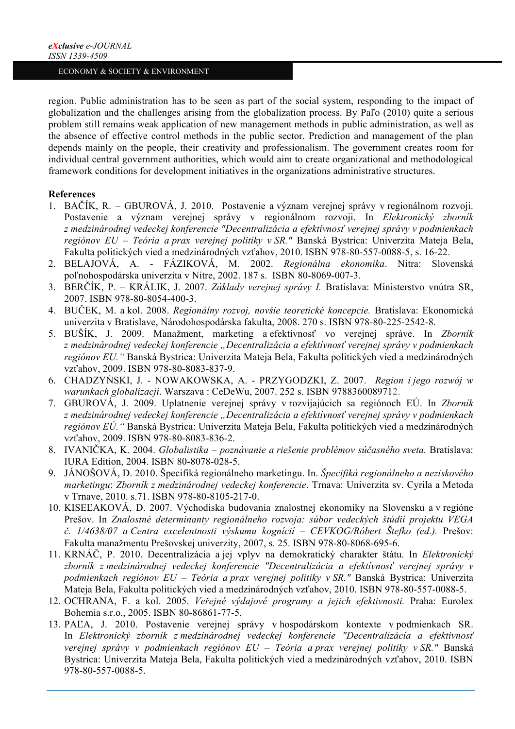region. Public administration has to be seen as part of the social system, responding to the impact of globalization and the challenges arising from the globalization process. By Paľo (2010) quite a serious problem still remains weak application of new management methods in public administration, as well as the absence of effective control methods in the public sector. Prediction and management of the plan depends mainly on the people, their creativity and professionalism. The government creates room for individual central government authorities, which would aim to create organizational and methodological framework conditions for development initiatives in the organizations administrative structures.

**References**

1. BAČÍK, R. – GBUROVÁ, J. 2010. Postavenie a význam verejnej správy v regionálnom rozvoji. Postavenie a význam verejnej správy v regionálnom rozvoji. In *Elektronický zborník z medzinárodnej vedeckej konferencie "Decentralizácia a efektívnosť verejnej správy v podmienkach regiónov EU – Teória a prax verejnej politiky v SR."* Banská Bystrica: Univerzita Mateja Bela, Fakulta politických vied a medzinárodných vzťahov, 2010. ISBN 978-80-557-0088-5, s. 16-22.
2. BELAJOVÁ, A. - FÁZIKOVÁ, M. 2002. *Regionálna ekonomika*. Nitra: Slovenská poľnohospodárska univerzita v Nitre, 2002. 187 s. ISBN 80-8069-007-3.
3. BERČÍK, P. – KRÁLIK, J. 2007. *Základy verejnej správy I.* Bratislava: Ministerstvo vnútra SR, 2007. ISBN 978-80-8054-400-3.
4. BUČEK, M. a kol. 2008. *Regionálny rozvoj, novšie teoretické koncepcie.* Bratislava: Ekonomická univerzita v Bratislave, Národohospodárska fakulta, 2008. 270 s. ISBN 978-80-225-2542-8.
5. BUŠÍK, J. 2009. Manažment, marketing a efektívnosť vo verejnej správe. In *Zborník z medzinárodnej vedeckej konferencie „Decentralizácia a efektívnosť verejnej správy v podmienkach regiónov EU."* Banská Bystrica: Univerzita Mateja Bela, Fakulta politických vied a medzinárodných vzťahov, 2009. ISBN 978-80-8083-837-9.
6. CHADZYŃSKI, J. - NOWAKOWSKA, A. - PRZYGODZKI, Z. 2007. *Region i jego rozwój w warunkach globalizacji*. Warszava : CeDeWu, 2007. 252 s. ISBN 9788360089712.
7. GBUROVÁ, J. 2009. Uplatnenie verejnej správy v rozvíjajúcich sa regiónoch EÚ. In *Zborník z medzinárodnej vedeckej konferencie „Decentralizácia a efektívnosť verejnej správy v podmienkach regiónov EÚ."* Banská Bystrica: Univerzita Mateja Bela, Fakulta politických vied a medzinárodných vzťahov, 2009. ISBN 978-80-8083-836-2.
8. IVANIČKA, K. 2004. *Globalistika – poznávanie a riešenie problémov súčasného sveta.* Bratislava: IURA Edition, 2004. ISBN 80-8078-028-5.
9. JÁNOŠOVÁ, D. 2010. Špecifiká regionálneho marketingu. In. *Špecifiká regionálneho a neziskového marketingu*: *Zborník z medzinárodnej vedeckej konferencie*. Trnava: Univerzita sv. Cyrila a Metoda v Trnave, 2010. s.71. ISBN 978-80-8105-217-0.
10. KISEĽAKOVÁ, D. 2007. Východiska budovania znalostnej ekonomiky na Slovensku a v regióne Prešov. In *Znalostné determinanty regionálneho rozvoja: súbor vedeckých štúdií projektu VEGA č. 1/4638/07 a Centra excelentnosti výskumu kognícií – CEVKOG/Róbert Štefko (ed.).* Prešov: Fakulta manažmentu Prešovskej univerzity, 2007, s. 25. ISBN 978-80-8068-695-6.
11. KRNÁČ, P. 2010. Decentralizácia a jej vplyv na demokratický charakter štátu. In *Elektronický zborník z medzinárodnej vedeckej konferencie "Decentralizácia a efektívnosť verejnej správy v podmienkach regiónov EU – Teória a prax verejnej politiky v SR."* Banská Bystrica: Univerzita Mateja Bela, Fakulta politických vied a medzinárodných vzťahov, 2010. ISBN 978-80-557-0088-5.
12. OCHRANA, F. a kol. 2005. *Veřejné výdajové programy a jejich efektivnosti.* Praha: Eurolex Bohemia s.r.o., 2005. ISBN 80-86861-77-5.
13. PAĽA, J. 2010. Postavenie verejnej správy v hospodárskom kontexte v podmienkach SR. In *Elektronický zborník z medzinárodnej vedeckej konferencie "Decentralizácia a efektívnosť verejnej správy v podmienkach regiónov EU – Teória a prax verejnej politiky v SR."* Banská Bystrica: Univerzita Mateja Bela, Fakulta politických vied a medzinárodných vzťahov, 2010. ISBN 978-80-557-0088-5.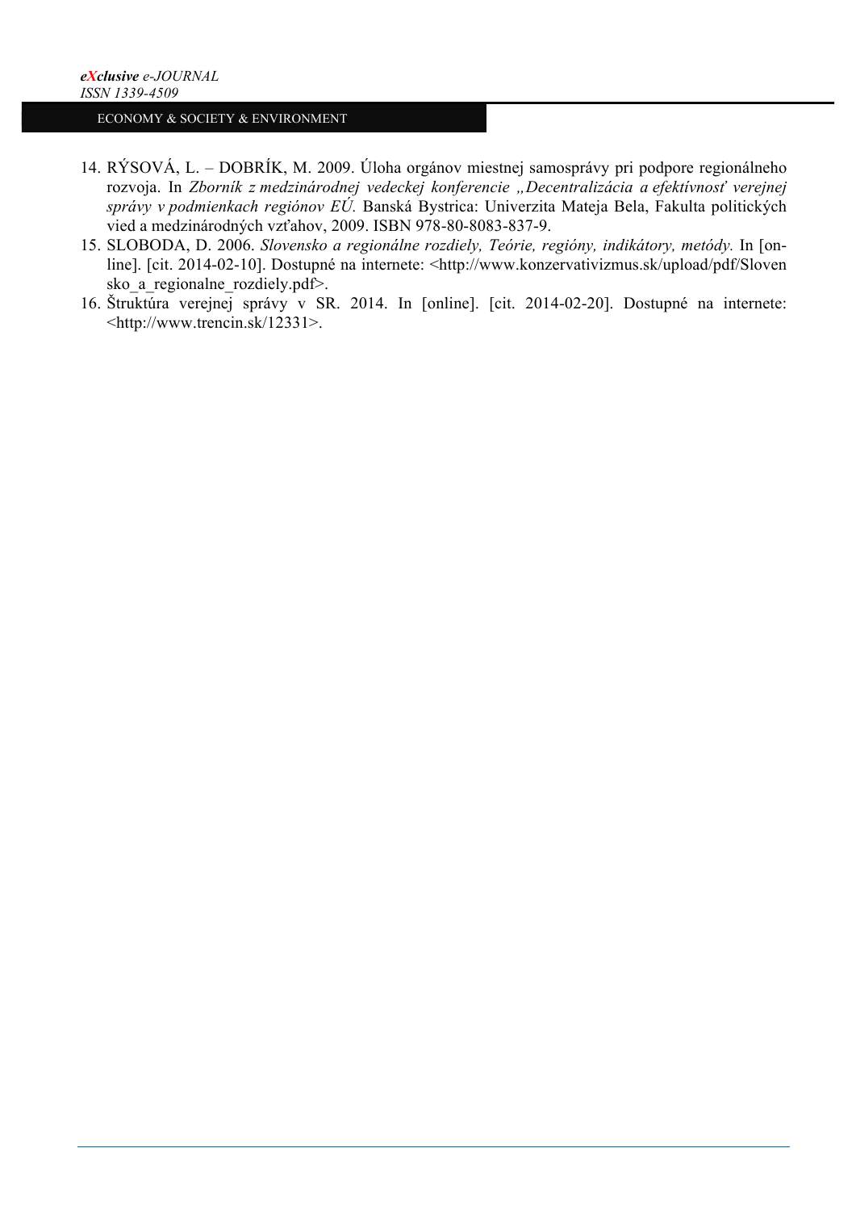14. RÝSOVÁ, L. – DOBRÍK, M. 2009. Úloha orgánov miestnej samosprávy pri podpore regionálneho rozvoja. In *Zborník z medzinárodnej vedeckej konferencie „Decentralizácia a efektívnosť verejnej správy v podmienkach regiónov EÚ.* Banská Bystrica: Univerzita Mateja Bela, Fakulta politických vied a medzinárodných vzťahov, 2009. ISBN 978-80-8083-837-9.
15. SLOBODA, D. 2006. *Slovensko a regionálne rozdiely, Teórie, regióny, indikátory, metódy.* In [on-line]. [cit. 2014-02-10]. Dostupné na internete: <http://www.konzervativizmus.sk/upload/pdf/Slovensko_a_regionalne_rozdiely.pdf>.
16. Štruktúra verejnej správy v SR. 2014. In [online]. [cit. 2014-02-20]. Dostupné na internete: <http://www.trencin.sk/12331>.